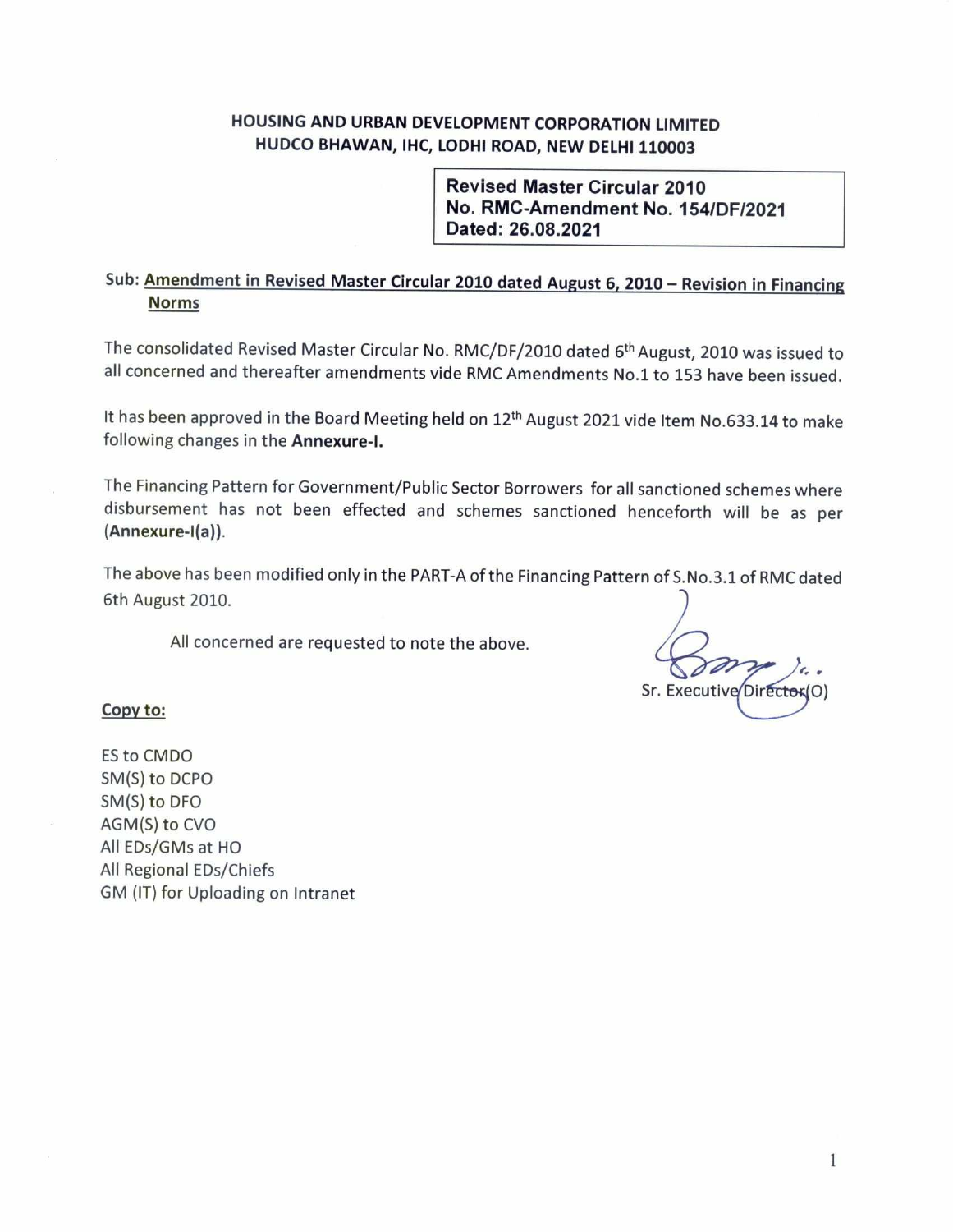**HOUSING AND URBAN DEVELOPMENT CORPORATION LIMITED**
**HUDCO BHAWAN, IHC, LODHI ROAD, NEW DELHI 110003**

**Revised Master Circular 2010**
**No. RMC-Amendment No. 154/DF/2021**
**Dated: 26.08.2021**

**Sub: Amendment in Revised Master Circular 2010 dated August 6, 2010 – Revision in Financing Norms**

The consolidated Revised Master Circular No. RMC/DF/2010 dated 6th August, 2010 was issued to all concerned and thereafter amendments vide RMC Amendments No.1 to 153 have been issued.

It has been approved in the Board Meeting held on 12th August 2021 vide Item No.633.14 to make following changes in the **Annexure-I.**

The Financing Pattern for Government/Public Sector Borrowers for all sanctioned schemes where disbursement has not been effected and schemes sanctioned henceforth will be as per (**Annexure-I(a)**).

The above has been modified only in the PART-A of the Financing Pattern of S.No.3.1 of RMC dated 6th August 2010.

All concerned are requested to note the above.

Sr. Executive Director(O)

**Copy to:**

ES to CMDO
SM(S) to DCPO
SM(S) to DFO
AGM(S) to CVO
All EDs/GMs at HO
All Regional EDs/Chiefs
GM (IT) for Uploading on Intranet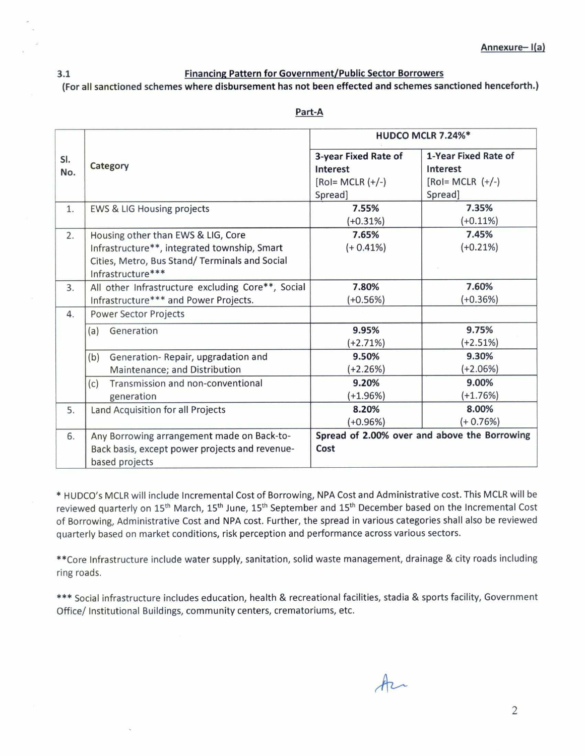Annexure– I(a)

**3.1 Financing Pattern for Government/Public Sector Borrowers**

**(For all sanctioned schemes where disbursement has not been effected and schemes sanctioned henceforth.)**

**Part-A**

| Sl. No. | Category | HUDCO MCLR 7.24%* | |
|---|---|---|---|
| | | **3-year Fixed Rate of Interest** [RoI= MCLR (+/-) Spread] | **1-Year Fixed Rate of Interest** [RoI= MCLR (+/-) Spread] |
| 1. | EWS & LIG Housing projects | **7.55%** (+0.31%) | **7.35%** (+0.11%) |
| 2. | Housing other than EWS & LIG, Core Infrastructure**, integrated township, Smart Cities, Metro, Bus Stand/ Terminals and Social Infrastructure*** | **7.65%** (+ 0.41%) | **7.45%** (+0.21%) |
| 3. | All other Infrastructure excluding Core**, Social Infrastructure*** and Power Projects. | **7.80%** (+0.56%) | **7.60%** (+0.36%) |
| 4. | Power Sector Projects | | |
| | (a) Generation | **9.95%** (+2.71%) | **9.75%** (+2.51%) |
| | (b) Generation- Repair, upgradation and Maintenance; and Distribution | **9.50%** (+2.26%) | **9.30%** (+2.06%) |
| | (c) Transmission and non-conventional generation | **9.20%** (+1.96%) | **9.00%** (+1.76%) |
| 5. | Land Acquisition for all Projects | **8.20%** (+0.96%) | **8.00%** (+ 0.76%) |
| 6. | Any Borrowing arrangement made on Back-to-Back basis, except power projects and revenue-based projects | **Spread of 2.00% over and above the Borrowing Cost** | |

* HUDCO's MCLR will include Incremental Cost of Borrowing, NPA Cost and Administrative cost. This MCLR will be reviewed quarterly on 15th March, 15th June, 15th September and 15th December based on the Incremental Cost of Borrowing, Administrative Cost and NPA cost. Further, the spread in various categories shall also be reviewed quarterly based on market conditions, risk perception and performance across various sectors.

**Core Infrastructure include water supply, sanitation, solid waste management, drainage & city roads including ring roads.

*** Social infrastructure includes education, health & recreational facilities, stadia & sports facility, Government Office/ Institutional Buildings, community centers, crematoriums, etc.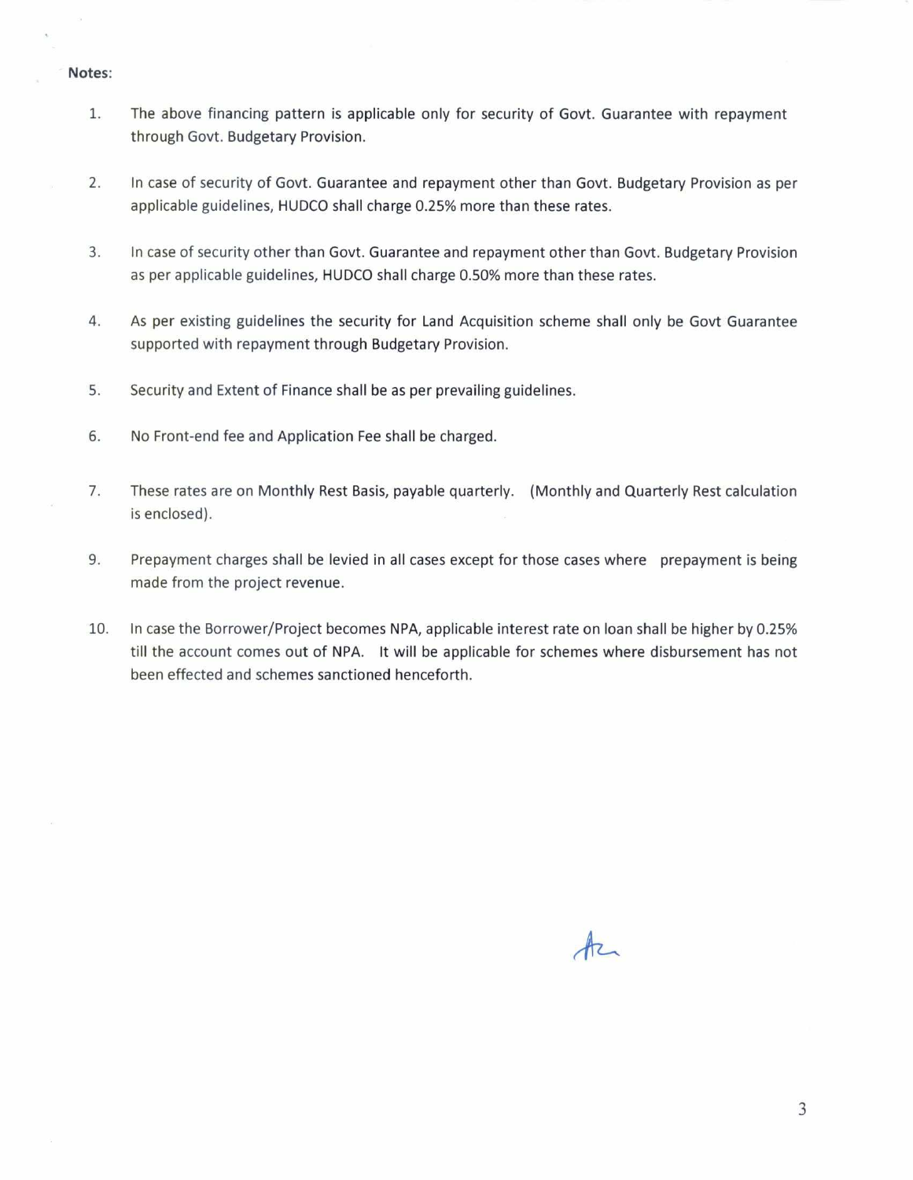**Notes:**

1. The above financing pattern is applicable only for security of Govt. Guarantee with repayment through Govt. Budgetary Provision.

2. In case of security of Govt. Guarantee and repayment other than Govt. Budgetary Provision as per applicable guidelines, HUDCO shall charge 0.25% more than these rates.

3. In case of security other than Govt. Guarantee and repayment other than Govt. Budgetary Provision as per applicable guidelines, HUDCO shall charge 0.50% more than these rates.

4. As per existing guidelines the security for Land Acquisition scheme shall only be Govt Guarantee supported with repayment through Budgetary Provision.

5. Security and Extent of Finance shall be as per prevailing guidelines.

6. No Front-end fee and Application Fee shall be charged.

7. These rates are on Monthly Rest Basis, payable quarterly. (Monthly and Quarterly Rest calculation is enclosed).

9. Prepayment charges shall be levied in all cases except for those cases where prepayment is being made from the project revenue.

10. In case the Borrower/Project becomes NPA, applicable interest rate on loan shall be higher by 0.25% till the account comes out of NPA. It will be applicable for schemes where disbursement has not been effected and schemes sanctioned henceforth.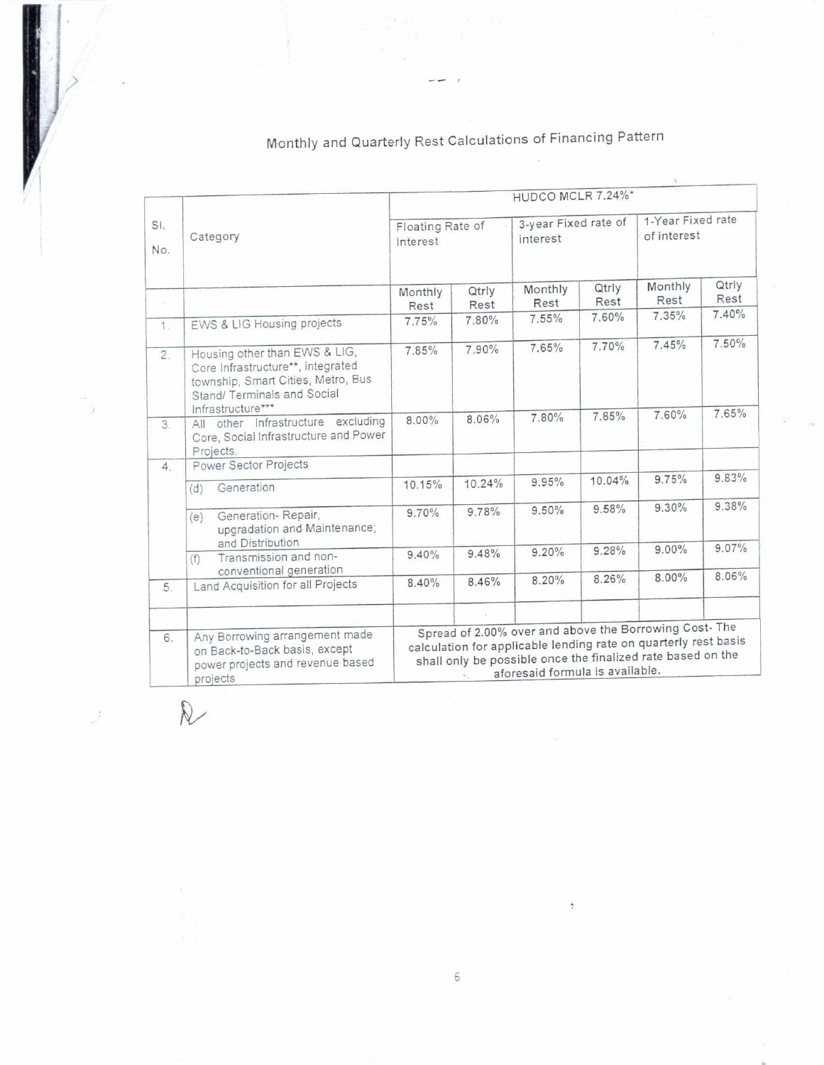## Monthly and Quarterly Rest Calculations of Financing Pattern

| Sl. No. | Category | HUDCO MCLR 7.24%* | | | | | |
|---|---|---|---|---|---|---|---|
| | | Floating Rate of Interest | | 3-year Fixed rate of interest | | 1-Year Fixed rate of interest | |
| | | Monthly Rest | Qtrly Rest | Monthly Rest | Qtrly Rest | Monthly Rest | Qtrly Rest |
| 1. | EWS & LIG Housing projects | 7.75% | 7.80% | 7.55% | 7.60% | 7.35% | 7.40% |
| 2. | Housing other than EWS & LIG, Core Infrastructure**, integrated township, Smart Cities, Metro, Bus Stand/ Terminals and Social Infrastructure*** | 7.85% | 7.90% | 7.65% | 7.70% | 7.45% | 7.50% |
| 3. | All other Infrastructure excluding Core, Social Infrastructure and Power Projects. | 8.00% | 8.06% | 7.80% | 7.85% | 7.60% | 7.65% |
| 4. | Power Sector Projects | | | | | | |
| | (d) Generation | 10.15% | 10.24% | 9.95% | 10.04% | 9.75% | 9.83% |
| | (e) Generation- Repair, upgradation and Maintenance; and Distribution | 9.70% | 9.78% | 9.50% | 9.58% | 9.30% | 9.38% |
| | (f) Transmission and non-conventional generation | 9.40% | 9.48% | 9.20% | 9.28% | 9.00% | 9.07% |
| 5. | Land Acquisition for all Projects | 8.40% | 8.46% | 8.20% | 8.26% | 8.00% | 8.06% |
| | | | | | | | |
| 6. | Any Borrowing arrangement made on Back-to-Back basis, except power projects and revenue based projects | Spread of 2.00% over and above the Borrowing Cost- The calculation for applicable lending rate on quarterly rest basis shall only be possible once the finalized rate based on the aforesaid formula is available. | | | | | |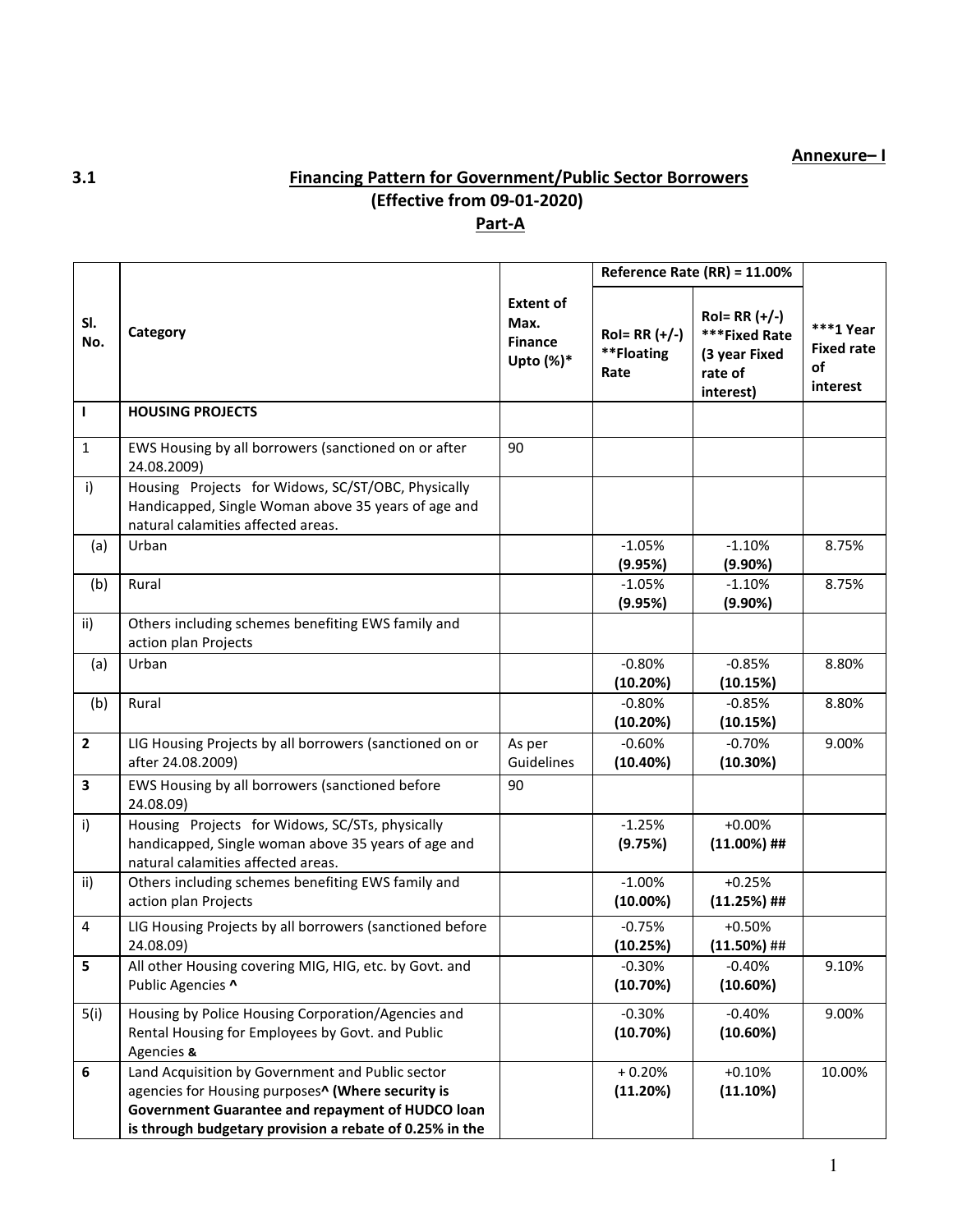**Annexure– I**

## 3.1 Financing Pattern for Government/Public Sector Borrowers (Effective from 09-01-2020)

### Part-A

| Sl. No. | Category | Extent of Max. Finance Upto (%)* | Reference Rate (RR) = 11.00% | | ***1 Year Fixed rate of interest |
|---|---|---|---|---|---|
| | | | RoI= RR (+/-) **Floating Rate | RoI= RR (+/-) ***Fixed Rate (3 year Fixed rate of interest) | |
| **I** | **HOUSING PROJECTS** | | | | |
| 1 | EWS Housing by all borrowers (sanctioned on or after 24.08.2009) | 90 | | | |
| i) | Housing Projects for Widows, SC/ST/OBC, Physically Handicapped, Single Woman above 35 years of age and natural calamities affected areas. | | | | |
| (a) | Urban | | -1.05% **(9.95%)** | -1.10% **(9.90%)** | 8.75% |
| (b) | Rural | | -1.05% **(9.95%)** | -1.10% **(9.90%)** | 8.75% |
| ii) | Others including schemes benefiting EWS family and action plan Projects | | | | |
| (a) | Urban | | -0.80% **(10.20%)** | -0.85% **(10.15%)** | 8.80% |
| (b) | Rural | | -0.80% **(10.20%)** | -0.85% **(10.15%)** | 8.80% |
| **2** | LIG Housing Projects by all borrowers (sanctioned on or after 24.08.2009) | As per Guidelines | -0.60% **(10.40%)** | -0.70% **(10.30%)** | 9.00% |
| **3** | EWS Housing by all borrowers (sanctioned before 24.08.09) | 90 | | | |
| i) | Housing Projects for Widows, SC/STs, physically handicapped, Single woman above 35 years of age and natural calamities affected areas. | | -1.25% **(9.75%)** | +0.00% **(11.00%) ##** | |
| ii) | Others including schemes benefiting EWS family and action plan Projects | | -1.00% **(10.00%)** | +0.25% **(11.25%) ##** | |
| 4 | LIG Housing Projects by all borrowers (sanctioned before 24.08.09) | | -0.75% **(10.25%)** | +0.50% **(11.50%)** ## | |
| **5** | All other Housing covering MIG, HIG, etc. by Govt. and Public Agencies **^** | | -0.30% **(10.70%)** | -0.40% **(10.60%)** | 9.10% |
| 5(i) | Housing by Police Housing Corporation/Agencies and Rental Housing for Employees by Govt. and Public Agencies **&** | | -0.30% **(10.70%)** | -0.40% **(10.60%)** | 9.00% |
| **6** | Land Acquisition by Government and Public sector agencies for Housing purposes**^ (Where security is Government Guarantee and repayment of HUDCO loan is through budgetary provision a rebate of 0.25% in the** | | + 0.20% **(11.20%)** | +0.10% **(11.10%)** | 10.00% |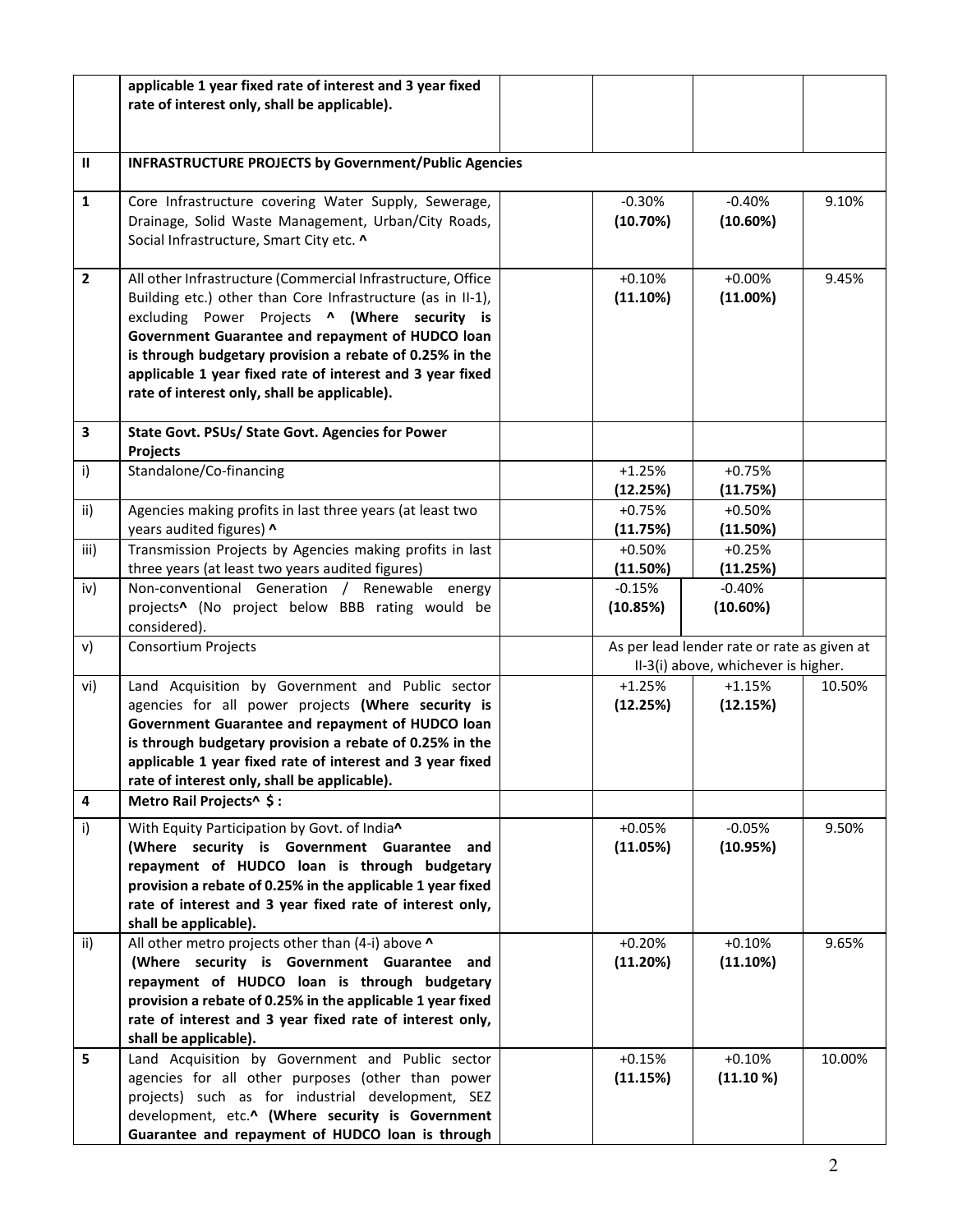| | | | | | |
|---|---|---|---|---|---|
| | **applicable 1 year fixed rate of interest and 3 year fixed rate of interest only, shall be applicable).** | | | | |
| **II** | **INFRASTRUCTURE PROJECTS by Government/Public Agencies** | | | | |
| **1** | Core Infrastructure covering Water Supply, Sewerage, Drainage, Solid Waste Management, Urban/City Roads, Social Infrastructure, Smart City etc. **^** | | -0.30% **(10.70%)** | -0.40% **(10.60%)** | 9.10% |
| **2** | All other Infrastructure (Commercial Infrastructure, Office Building etc.) other than Core Infrastructure (as in II-1), excluding Power Projects **^ (Where security is Government Guarantee and repayment of HUDCO loan is through budgetary provision a rebate of 0.25% in the applicable 1 year fixed rate of interest and 3 year fixed rate of interest only, shall be applicable).** | | +0.10% **(11.10%)** | +0.00% **(11.00%)** | 9.45% |
| **3** | **State Govt. PSUs/ State Govt. Agencies for Power Projects** | | | | |
| i) | Standalone/Co-financing | | +1.25% **(12.25%)** | +0.75% **(11.75%)** | |
| ii) | Agencies making profits in last three years (at least two years audited figures) **^** | | +0.75% **(11.75%)** | +0.50% **(11.50%)** | |
| iii) | Transmission Projects by Agencies making profits in last three years (at least two years audited figures) | | +0.50% **(11.50%)** | +0.25% **(11.25%)** | |
| iv) | Non-conventional Generation / Renewable energy projects**^** (No project below BBB rating would be considered). | | -0.15% **(10.85%)** | -0.40% **(10.60%)** | |
| v) | Consortium Projects | | As per lead lender rate or rate as given at II-3(i) above, whichever is higher. | | |
| vi) | Land Acquisition by Government and Public sector agencies for all power projects **(Where security is Government Guarantee and repayment of HUDCO loan is through budgetary provision a rebate of 0.25% in the applicable 1 year fixed rate of interest and 3 year fixed rate of interest only, shall be applicable).** | | +1.25% **(12.25%)** | +1.15% **(12.15%)** | 10.50% |
| **4** | **Metro Rail Projects^ $ :** | | | | |
| i) | With Equity Participation by Govt. of India**^** **(Where security is Government Guarantee and repayment of HUDCO loan is through budgetary provision a rebate of 0.25% in the applicable 1 year fixed rate of interest and 3 year fixed rate of interest only, shall be applicable).** | | +0.05% **(11.05%)** | -0.05% **(10.95%)** | 9.50% |
| ii) | All other metro projects other than (4-i) above **^** **(Where security is Government Guarantee and repayment of HUDCO loan is through budgetary provision a rebate of 0.25% in the applicable 1 year fixed rate of interest and 3 year fixed rate of interest only, shall be applicable).** | | +0.20% **(11.20%)** | +0.10% **(11.10%)** | 9.65% |
| **5** | Land Acquisition by Government and Public sector agencies for all other purposes (other than power projects) such as for industrial development, SEZ development, etc.**^ (Where security is Government Guarantee and repayment of HUDCO loan is through** | | +0.15% **(11.15%)** | +0.10% **(11.10 %)** | 10.00% |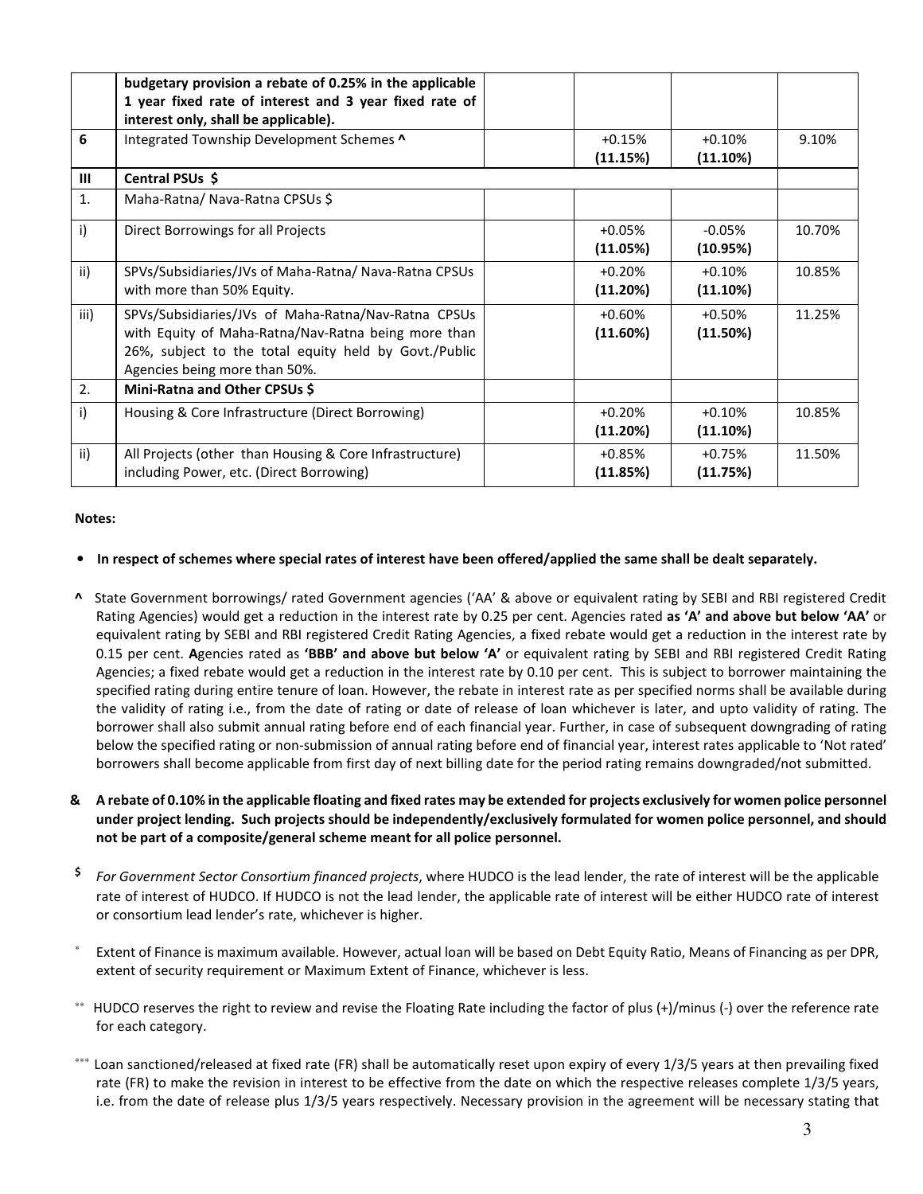|  | **budgetary provision a rebate of 0.25% in the applicable 1 year fixed rate of interest and 3 year fixed rate of interest only, shall be applicable).** |  |  |  |  |
|---|---|---|---|---|---|
| **6** | Integrated Township Development Schemes **^** |  | +0.15% **(11.15%)** | +0.10% **(11.10%)** | 9.10% |
| **III** | **Central PSUs $** |  |  |  |  |
| 1. | Maha-Ratna/ Nava-Ratna CPSUs $ |  |  |  |  |
| i) | Direct Borrowings for all Projects |  | +0.05% **(11.05%)** | -0.05% **(10.95%)** | 10.70% |
| ii) | SPVs/Subsidiaries/JVs of Maha-Ratna/ Nava-Ratna CPSUs with more than 50% Equity. |  | +0.20% **(11.20%)** | +0.10% **(11.10%)** | 10.85% |
| iii) | SPVs/Subsidiaries/JVs of Maha-Ratna/Nav-Ratna CPSUs with Equity of Maha-Ratna/Nav-Ratna being more than 26%, subject to the total equity held by Govt./Public Agencies being more than 50%. |  | +0.60% **(11.60%)** | +0.50% **(11.50%)** | 11.25% |
| 2. | **Mini-Ratna and Other CPSUs $** |  |  |  |  |
| i) | Housing & Core Infrastructure (Direct Borrowing) |  | +0.20% **(11.20%)** | +0.10% **(11.10%)** | 10.85% |
| ii) | All Projects (other than Housing & Core Infrastructure) including Power, etc. (Direct Borrowing) |  | +0.85% **(11.85%)** | +0.75% **(11.75%)** | 11.50% |

**Notes:**

- **In respect of schemes where special rates of interest have been offered/applied the same shall be dealt separately.**

**^** State Government borrowings/ rated Government agencies ('AA' & above or equivalent rating by SEBI and RBI registered Credit Rating Agencies) would get a reduction in the interest rate by 0.25 per cent. Agencies rated **as 'A' and above but below 'AA'** or equivalent rating by SEBI and RBI registered Credit Rating Agencies, a fixed rebate would get a reduction in the interest rate by 0.15 per cent. **A**gencies rated as **'BBB' and above but below 'A'** or equivalent rating by SEBI and RBI registered Credit Rating Agencies; a fixed rebate would get a reduction in the interest rate by 0.10 per cent. This is subject to borrower maintaining the specified rating during entire tenure of loan. However, the rebate in interest rate as per specified norms shall be available during the validity of rating i.e., from the date of rating or date of release of loan whichever is later, and upto validity of rating. The borrower shall also submit annual rating before end of each financial year. Further, in case of subsequent downgrading of rating below the specified rating or non-submission of annual rating before end of financial year, interest rates applicable to 'Not rated' borrowers shall become applicable from first day of next billing date for the period rating remains downgraded/not submitted.

**& A rebate of 0.10% in the applicable floating and fixed rates may be extended for projects exclusively for women police personnel under project lending. Such projects should be independently/exclusively formulated for women police personnel, and should not be part of a composite/general scheme meant for all police personnel.**

**$** *For Government Sector Consortium financed projects*, where HUDCO is the lead lender, the rate of interest will be the applicable rate of interest of HUDCO. If HUDCO is not the lead lender, the applicable rate of interest will be either HUDCO rate of interest or consortium lead lender's rate, whichever is higher.

* Extent of Finance is maximum available. However, actual loan will be based on Debt Equity Ratio, Means of Financing as per DPR, extent of security requirement or Maximum Extent of Finance, whichever is less.

** HUDCO reserves the right to review and revise the Floating Rate including the factor of plus (+)/minus (-) over the reference rate for each category.

*** Loan sanctioned/released at fixed rate (FR) shall be automatically reset upon expiry of every 1/3/5 years at then prevailing fixed rate (FR) to make the revision in interest to be effective from the date on which the respective releases complete 1/3/5 years, i.e. from the date of release plus 1/3/5 years respectively. Necessary provision in the agreement will be necessary stating that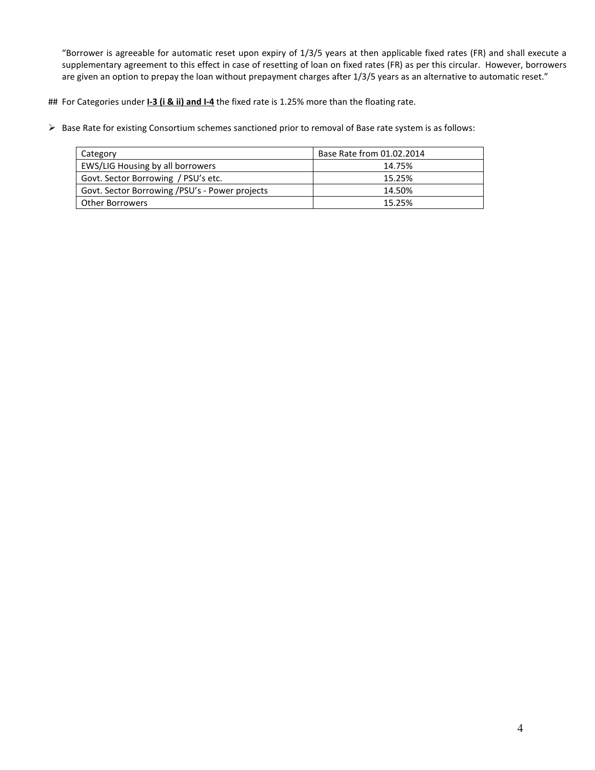"Borrower is agreeable for automatic reset upon expiry of 1/3/5 years at then applicable fixed rates (FR) and shall execute a supplementary agreement to this effect in case of resetting of loan on fixed rates (FR) as per this circular. However, borrowers are given an option to prepay the loan without prepayment charges after 1/3/5 years as an alternative to automatic reset."

## For Categories under **I-3 (i & ii) and I-4** the fixed rate is 1.25% more than the floating rate.

- Base Rate for existing Consortium schemes sanctioned prior to removal of Base rate system is as follows:

| Category | Base Rate from 01.02.2014 |
|---|---|
| EWS/LIG Housing by all borrowers | 14.75% |
| Govt. Sector Borrowing / PSU's etc. | 15.25% |
| Govt. Sector Borrowing /PSU's - Power projects | 14.50% |
| Other Borrowers | 15.25% |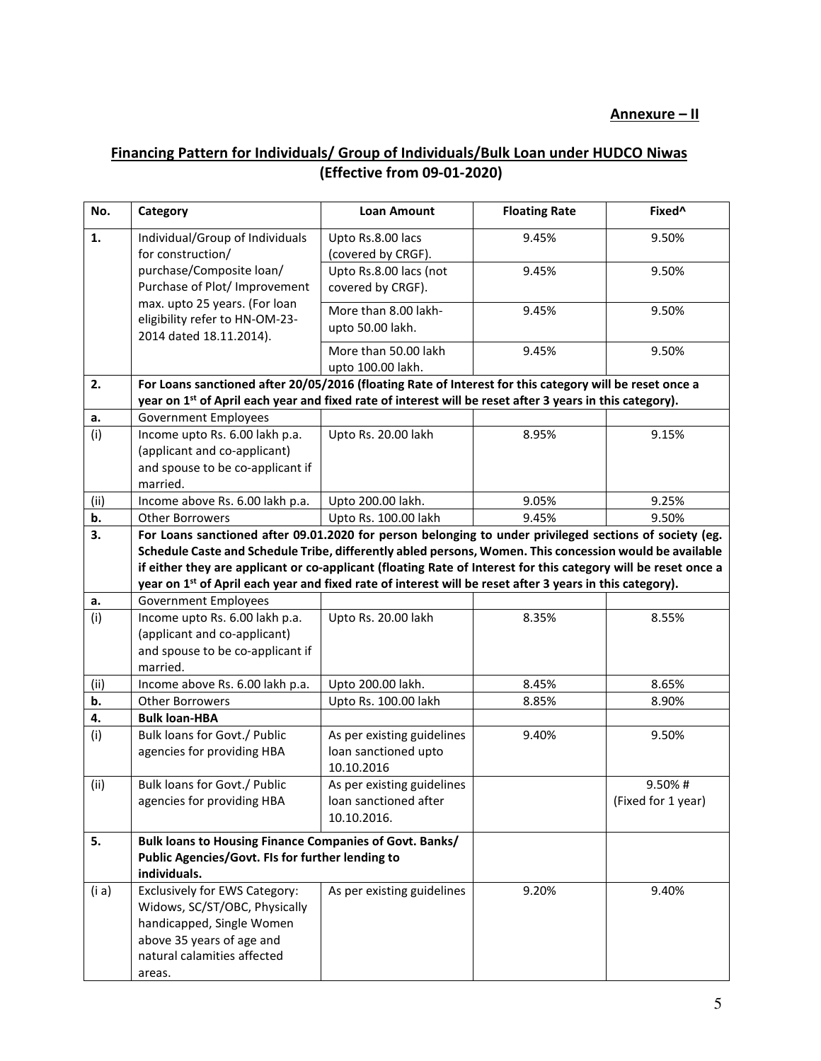**Annexure – II**

## Financing Pattern for Individuals/ Group of Individuals/Bulk Loan under HUDCO Niwas (Effective from 09-01-2020)

| No. | Category | Loan Amount | Floating Rate | Fixed^ |
|---|---|---|---|---|
| 1. | Individual/Group of Individuals for construction/ purchase/Composite loan/ Purchase of Plot/ Improvement max. upto 25 years. (For loan eligibility refer to HN-OM-23-2014 dated 18.11.2014). | Upto Rs.8.00 lacs (covered by CRGF). | 9.45% | 9.50% |
| | | Upto Rs.8.00 lacs (not covered by CRGF). | 9.45% | 9.50% |
| | | More than 8.00 lakh- upto 50.00 lakh. | 9.45% | 9.50% |
| | | More than 50.00 lakh upto 100.00 lakh. | 9.45% | 9.50% |
| 2. | **For Loans sanctioned after 20/05/2016 (floating Rate of Interest for this category will be reset once a year on 1st of April each year and fixed rate of interest will be reset after 3 years in this category).** | | | |
| a. | Government Employees | | | |
| (i) | Income upto Rs. 6.00 lakh p.a. (applicant and co-applicant) and spouse to be co-applicant if married. | Upto Rs. 20.00 lakh | 8.95% | 9.15% |
| (ii) | Income above Rs. 6.00 lakh p.a. | Upto 200.00 lakh. | 9.05% | 9.25% |
| b. | Other Borrowers | Upto Rs. 100.00 lakh | 9.45% | 9.50% |
| 3. | **For Loans sanctioned after 09.01.2020 for person belonging to under privileged sections of society (eg. Schedule Caste and Schedule Tribe, differently abled persons, Women. This concession would be available if either they are applicant or co-applicant (floating Rate of Interest for this category will be reset once a year on 1st of April each year and fixed rate of interest will be reset after 3 years in this category).** | | | |
| a. | Government Employees | | | |
| (i) | Income upto Rs. 6.00 lakh p.a. (applicant and co-applicant) and spouse to be co-applicant if married. | Upto Rs. 20.00 lakh | 8.35% | 8.55% |
| (ii) | Income above Rs. 6.00 lakh p.a. | Upto 200.00 lakh. | 8.45% | 8.65% |
| b. | Other Borrowers | Upto Rs. 100.00 lakh | 8.85% | 8.90% |
| 4. | **Bulk loan-HBA** | | | |
| (i) | Bulk loans for Govt./ Public agencies for providing HBA | As per existing guidelines loan sanctioned upto 10.10.2016 | 9.40% | 9.50% |
| (ii) | Bulk loans for Govt./ Public agencies for providing HBA | As per existing guidelines loan sanctioned after 10.10.2016. | | 9.50% # (Fixed for 1 year) |
| 5. | **Bulk loans to Housing Finance Companies of Govt. Banks/ Public Agencies/Govt. FIs for further lending to individuals.** | | | |
| (i a) | Exclusively for EWS Category: Widows, SC/ST/OBC, Physically handicapped, Single Women above 35 years of age and natural calamities affected areas. | As per existing guidelines | 9.20% | 9.40% |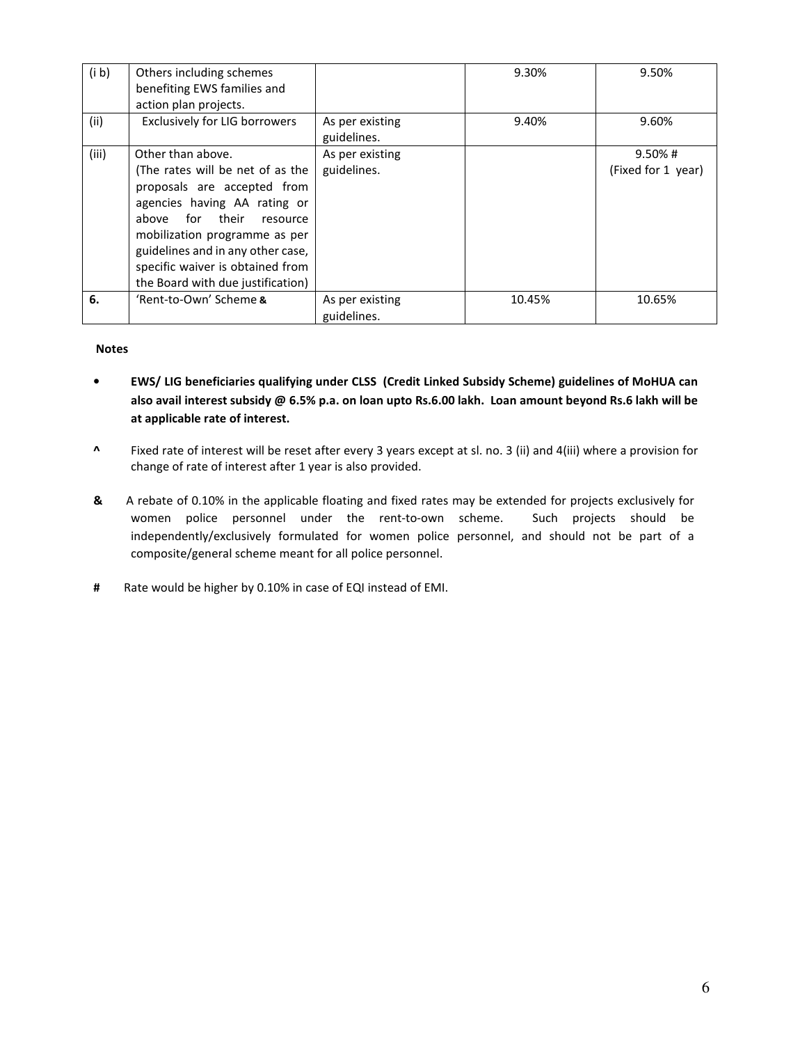| (i b) | Others including schemes benefiting EWS families and action plan projects. | | 9.30% | 9.50% |
|---|---|---|---|---|
| (ii) | Exclusively for LIG borrowers | As per existing guidelines. | 9.40% | 9.60% |
| (iii) | Other than above. (The rates will be net of as the proposals are accepted from agencies having AA rating or above for their resource mobilization programme as per guidelines and in any other case, specific waiver is obtained from the Board with due justification) | As per existing guidelines. | | 9.50% # (Fixed for 1 year) |
| **6.** | 'Rent-to-Own' Scheme **&** | As per existing guidelines. | 10.45% | 10.65% |

**Notes**

- **EWS/ LIG beneficiaries qualifying under CLSS (Credit Linked Subsidy Scheme) guidelines of MoHUA can also avail interest subsidy @ 6.5% p.a. on loan upto Rs.6.00 lakh. Loan amount beyond Rs.6 lakh will be at applicable rate of interest.**

**^** Fixed rate of interest will be reset after every 3 years except at sl. no. 3 (ii) and 4(iii) where a provision for change of rate of interest after 1 year is also provided.

**&** A rebate of 0.10% in the applicable floating and fixed rates may be extended for projects exclusively for women police personnel under the rent-to-own scheme. Such projects should be independently/exclusively formulated for women police personnel, and should not be part of a composite/general scheme meant for all police personnel.

**#** Rate would be higher by 0.10% in case of EQI instead of EMI.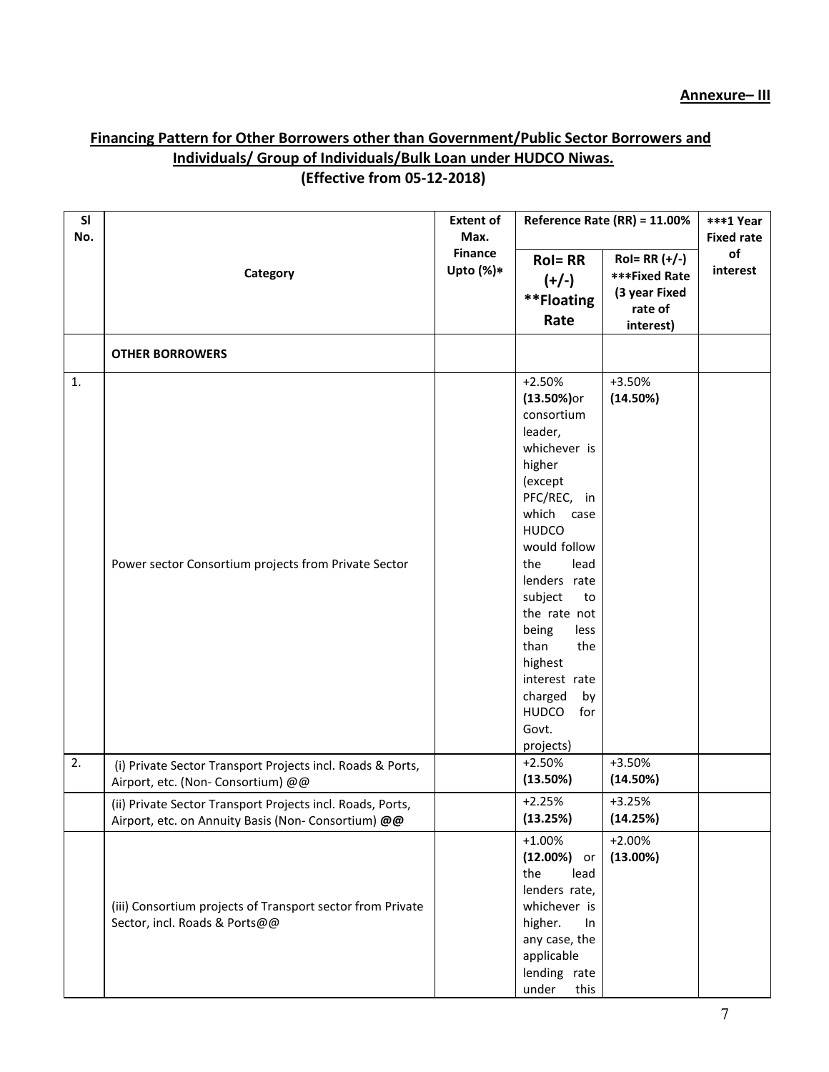**Annexure– III**

## Financing Pattern for Other Borrowers other than Government/Public Sector Borrowers and Individuals/ Group of Individuals/Bulk Loan under HUDCO Niwas.
**(Effective from 05-12-2018)**

| Sl No. | Category | Extent of Max. Finance Upto (%)* | Reference Rate (RR) = 11.00% | | ***1 Year Fixed rate of interest |
|---|---|---|---|---|---|
| | | | **RoI= RR (+/-) \*\*Floating Rate** | **RoI= RR (+/-) \*\*\*Fixed Rate (3 year Fixed rate of interest)** | |
| | **OTHER BORROWERS** | | | | |
| 1. | Power sector Consortium projects from Private Sector | | +2.50% **(13.50%)**or consortium leader, whichever is higher (except PFC/REC, in which case HUDCO would follow the lead lenders rate subject to the rate not being less than the highest interest rate charged by HUDCO for Govt. projects) | +3.50% **(14.50%)** | |
| 2. | (i) Private Sector Transport Projects incl. Roads & Ports, Airport, etc. (Non- Consortium) @@ | | +2.50% **(13.50%)** | +3.50% **(14.50%)** | |
| | (ii) Private Sector Transport Projects incl. Roads, Ports, Airport, etc. on Annuity Basis (Non- Consortium) **@@** | | +2.25% **(13.25%)** | +3.25% **(14.25%)** | |
| | (iii) Consortium projects of Transport sector from Private Sector, incl. Roads & Ports@@ | | +1.00% **(12.00%)** or the lead lenders rate, whichever is higher. In any case, the applicable lending rate under this | +2.00% **(13.00%)** | |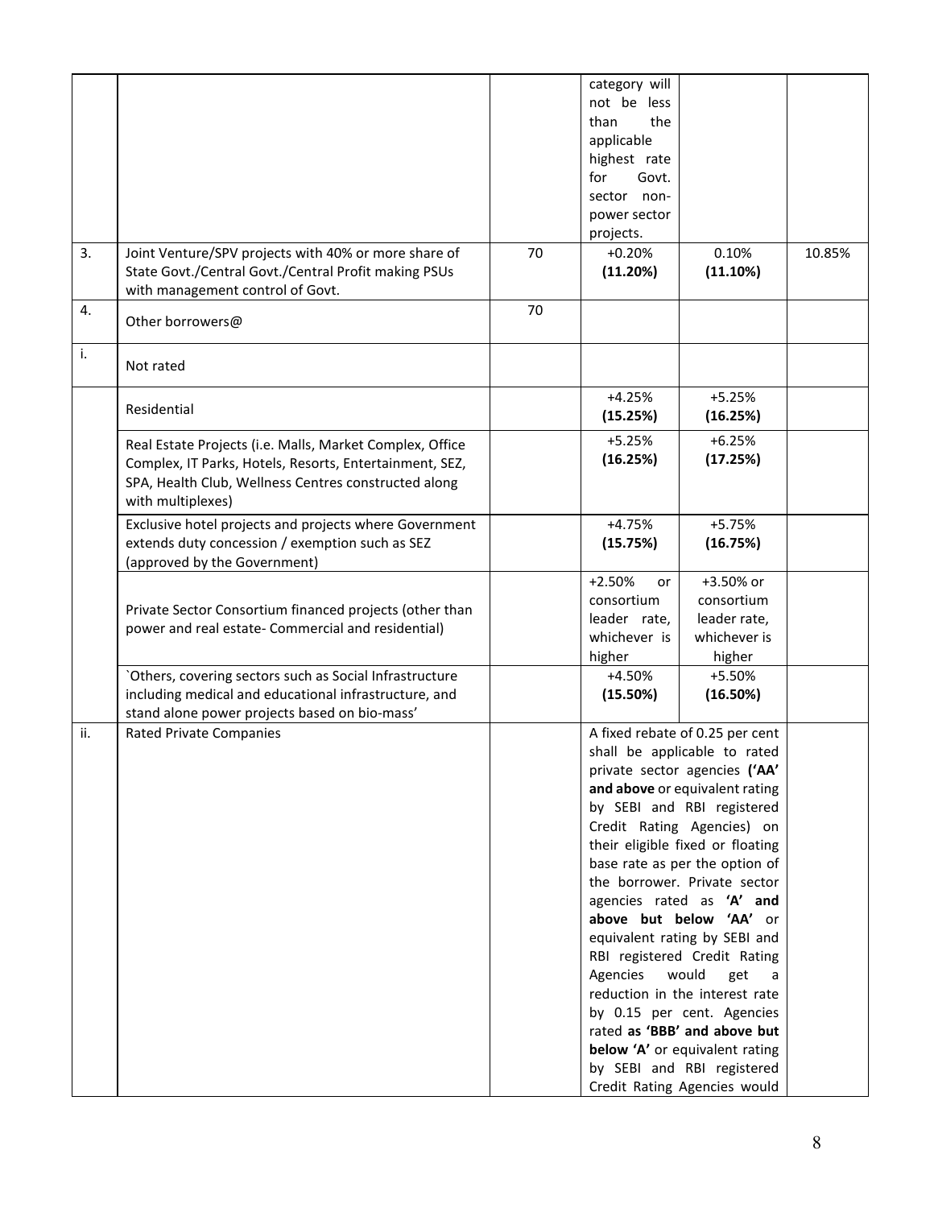| | | | | | |
|---|---|---|---|---|---|
| | | | category will not be less than the applicable highest rate for Govt. sector non-power sector projects. | | |
| 3. | Joint Venture/SPV projects with 40% or more share of State Govt./Central Govt./Central Profit making PSUs with management control of Govt. | 70 | +0.20% **(11.20%)** | 0.10% **(11.10%)** | 10.85% |
| 4. | Other borrowers@ | 70 | | | |
| i. | Not rated | | | | |
| | Residential | | +4.25% **(15.25%)** | +5.25% **(16.25%)** | |
| | Real Estate Projects (i.e. Malls, Market Complex, Office Complex, IT Parks, Hotels, Resorts, Entertainment, SEZ, SPA, Health Club, Wellness Centres constructed along with multiplexes) | | +5.25% **(16.25%)** | +6.25% **(17.25%)** | |
| | Exclusive hotel projects and projects where Government extends duty concession / exemption such as SEZ (approved by the Government) | | +4.75% **(15.75%)** | +5.75% **(16.75%)** | |
| | Private Sector Consortium financed projects (other than power and real estate- Commercial and residential) | | +2.50% or consortium leader rate, whichever is higher | +3.50% or consortium leader rate, whichever is higher | |
| | `Others, covering sectors such as Social Infrastructure including medical and educational infrastructure, and stand alone power projects based on bio-mass' | | +4.50% **(15.50%)** | +5.50% **(16.50%)** | |
| ii. | Rated Private Companies | | A fixed rebate of 0.25 per cent shall be applicable to rated private sector agencies **('AA' and above** or equivalent rating by SEBI and RBI registered Credit Rating Agencies) on their eligible fixed or floating base rate as per the option of the borrower. Private sector agencies rated as **'A' and above but below 'AA'** or equivalent rating by SEBI and RBI registered Credit Rating Agencies would get a reduction in the interest rate by 0.15 per cent. Agencies rated **as 'BBB' and above but below 'A'** or equivalent rating by SEBI and RBI registered Credit Rating Agencies would | | |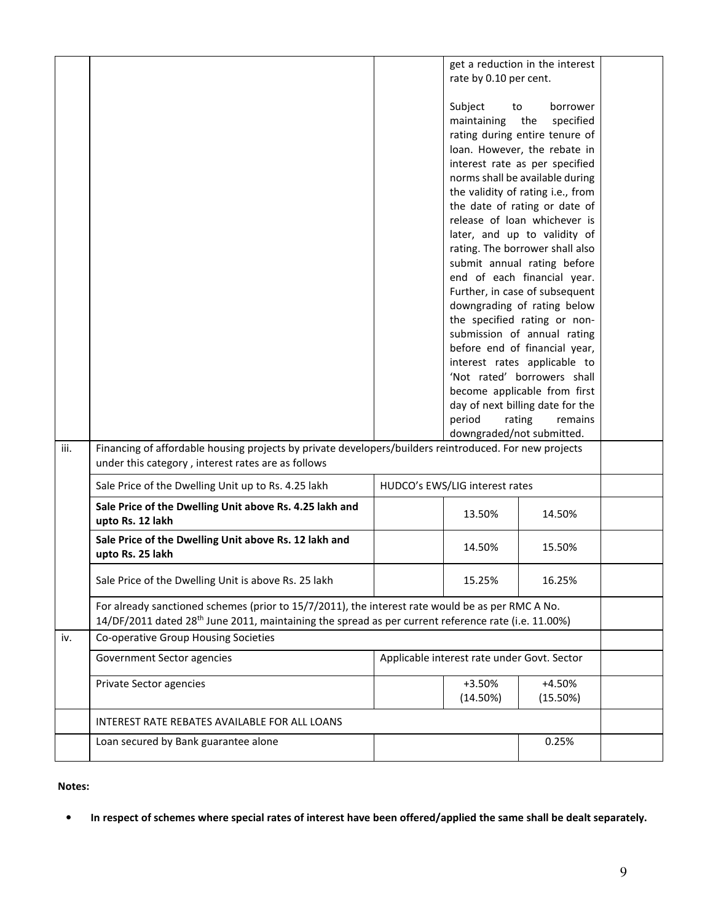| | | | | | |
|---|---|---|---|---|---|
| | | | get a reduction in the interest rate by 0.10 per cent.<br><br>Subject to borrower maintaining the specified rating during entire tenure of loan. However, the rebate in interest rate as per specified norms shall be available during the validity of rating i.e., from the date of rating or date of release of loan whichever is later, and up to validity of rating. The borrower shall also submit annual rating before end of each financial year. Further, in case of subsequent downgrading of rating below the specified rating or non-submission of annual rating before end of financial year, interest rates applicable to 'Not rated' borrowers shall become applicable from first day of next billing date for the period rating remains downgraded/not submitted. | | |
| iii. | Financing of affordable housing projects by private developers/builders reintroduced. For new projects under this category , interest rates are as follows | | | | |
| | Sale Price of the Dwelling Unit up to Rs. 4.25 lakh | HUDCO's EWS/LIG interest rates | | | |
| | **Sale Price of the Dwelling Unit above Rs. 4.25 lakh and upto Rs. 12 lakh** | | 13.50% | 14.50% | |
| | **Sale Price of the Dwelling Unit above Rs. 12 lakh and upto Rs. 25 lakh** | | 14.50% | 15.50% | |
| | Sale Price of the Dwelling Unit is above Rs. 25 lakh | | 15.25% | 16.25% | |
| | For already sanctioned schemes (prior to 15/7/2011), the interest rate would be as per RMC A No. 14/DF/2011 dated 28th June 2011, maintaining the spread as per current reference rate (i.e. 11.00%) | | | | |
| iv. | Co-operative Group Housing Societies | | | | |
| | Government Sector agencies | Applicable interest rate under Govt. Sector | | | |
| | Private Sector agencies | | +3.50% (14.50%) | +4.50% (15.50%) | |
| | INTEREST RATE REBATES AVAILABLE FOR ALL LOANS | | | | |
| | Loan secured by Bank guarantee alone | | | 0.25% | |

**Notes:**

- **In respect of schemes where special rates of interest have been offered/applied the same shall be dealt separately.**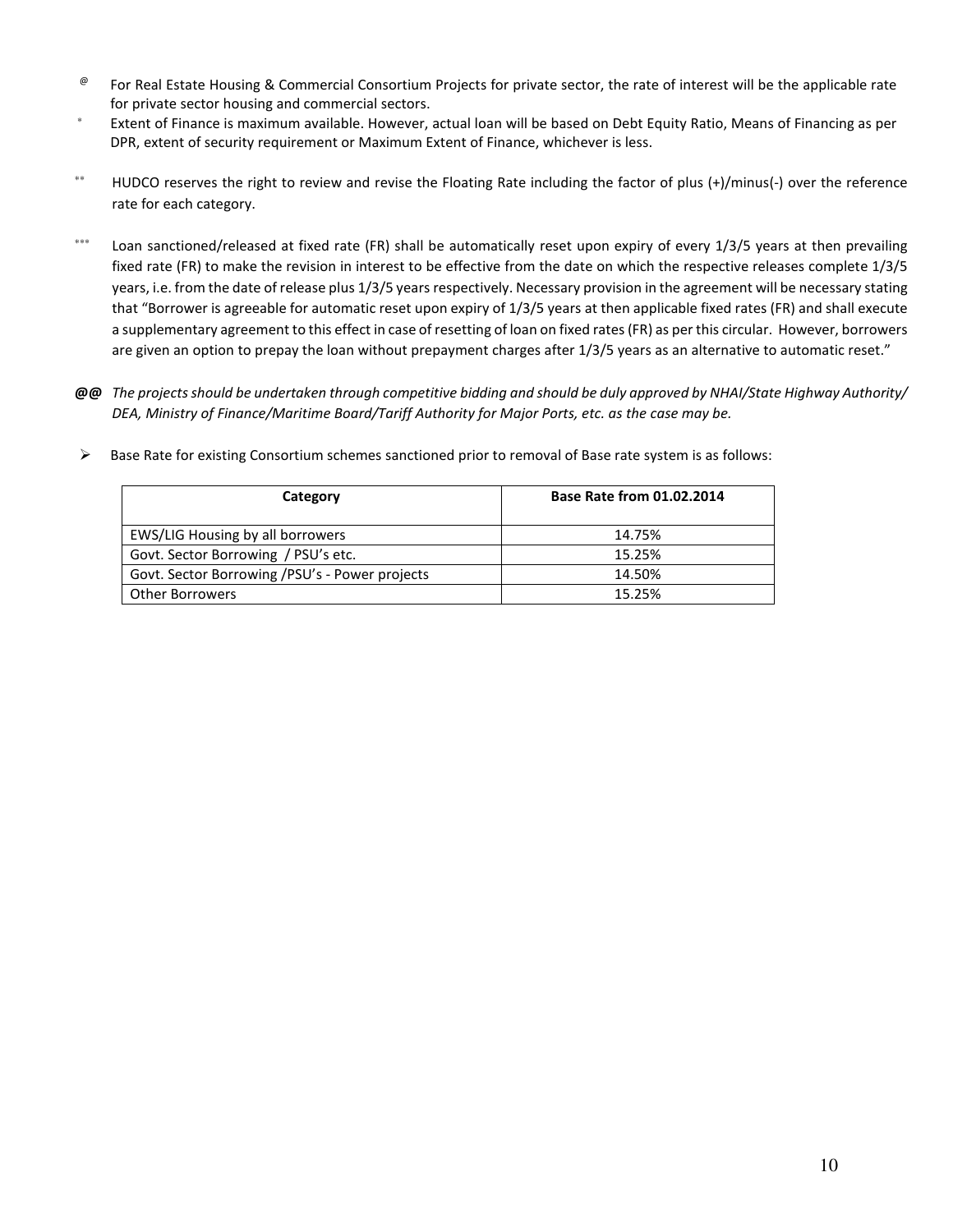@ For Real Estate Housing & Commercial Consortium Projects for private sector, the rate of interest will be the applicable rate for private sector housing and commercial sectors.

* Extent of Finance is maximum available. However, actual loan will be based on Debt Equity Ratio, Means of Financing as per DPR, extent of security requirement or Maximum Extent of Finance, whichever is less.

** HUDCO reserves the right to review and revise the Floating Rate including the factor of plus (+)/minus(-) over the reference rate for each category.

*** Loan sanctioned/released at fixed rate (FR) shall be automatically reset upon expiry of every 1/3/5 years at then prevailing fixed rate (FR) to make the revision in interest to be effective from the date on which the respective releases complete 1/3/5 years, i.e. from the date of release plus 1/3/5 years respectively. Necessary provision in the agreement will be necessary stating that "Borrower is agreeable for automatic reset upon expiry of 1/3/5 years at then applicable fixed rates (FR) and shall execute a supplementary agreement to this effect in case of resetting of loan on fixed rates (FR) as per this circular. However, borrowers are given an option to prepay the loan without prepayment charges after 1/3/5 years as an alternative to automatic reset."

**@@** *The projects should be undertaken through competitive bidding and should be duly approved by NHAI/State Highway Authority/ DEA, Ministry of Finance/Maritime Board/Tariff Authority for Major Ports, etc. as the case may be.*

- Base Rate for existing Consortium schemes sanctioned prior to removal of Base rate system is as follows:

| Category | Base Rate from 01.02.2014 |
|---|---|
| EWS/LIG Housing by all borrowers | 14.75% |
| Govt. Sector Borrowing / PSU's etc. | 15.25% |
| Govt. Sector Borrowing /PSU's - Power projects | 14.50% |
| Other Borrowers | 15.25% |